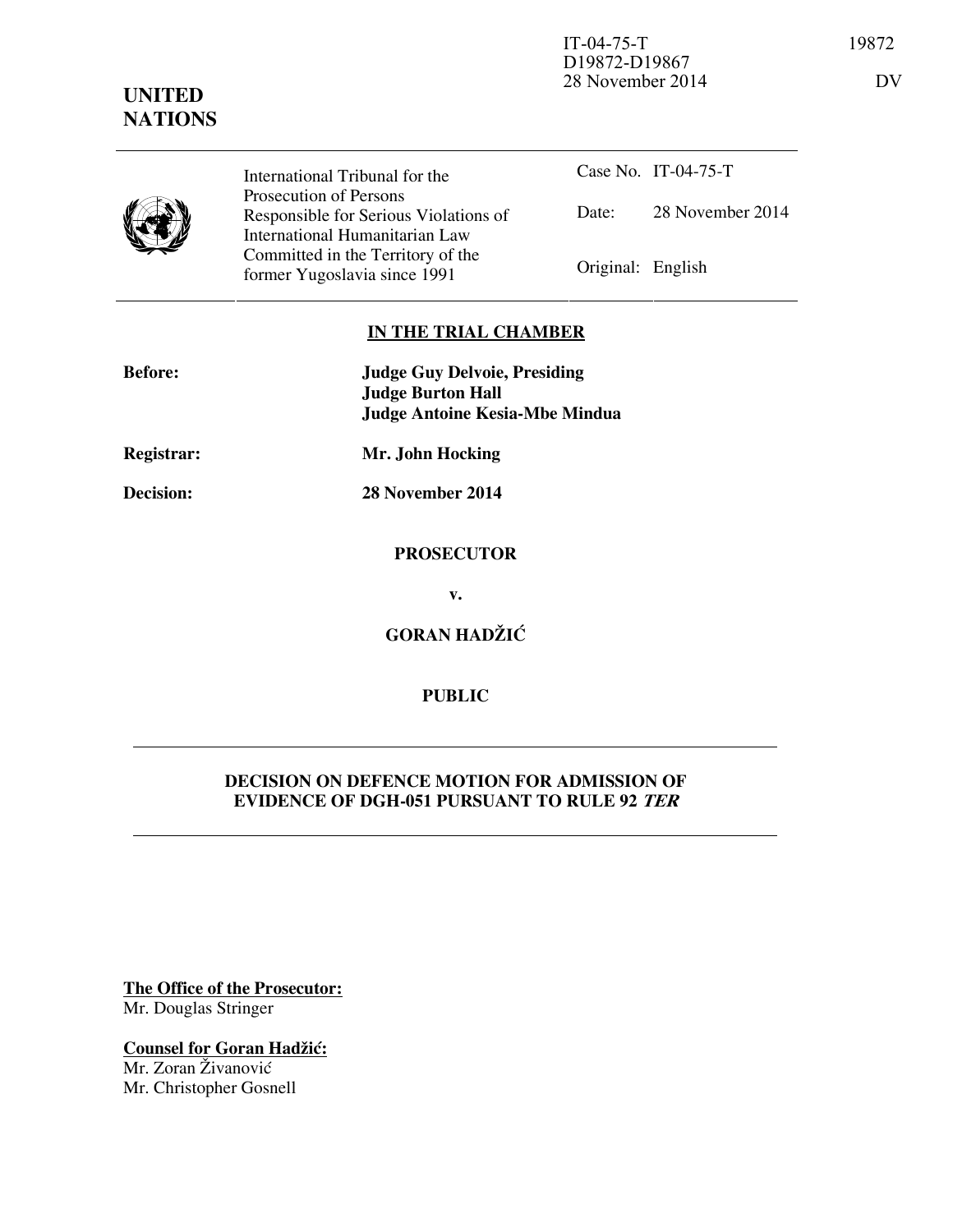IT-04-75-T
D19872-D19867
28 November 2014

19872

DV

**UNITED NATIONS**

| | International Tribunal for the Prosecution of Persons Responsible for Serious Violations of International Humanitarian Law Committed in the Territory of the former Yugoslavia since 1991 | Case No. | IT-04-75-T |
|---|---|---|---|
| | | Date: | 28 November 2014 |
| | | Original: | English |

## IN THE TRIAL CHAMBER

**Before:** **Judge Guy Delvoie, Presiding**
**Judge Burton Hall**
**Judge Antoine Kesia-Mbe Mindua**

**Registrar:** **Mr. John Hocking**

**Decision:** **28 November 2014**

**PROSECUTOR**

**v.**

**GORAN HADŽIĆ**

**PUBLIC**

---

**DECISION ON DEFENCE MOTION FOR ADMISSION OF EVIDENCE OF DGH-051 PURSUANT TO RULE 92 *TER***

---

**The Office of the Prosecutor:**
Mr. Douglas Stringer

**Counsel for Goran Hadžić:**
Mr. Zoran Živanović
Mr. Christopher Gosnell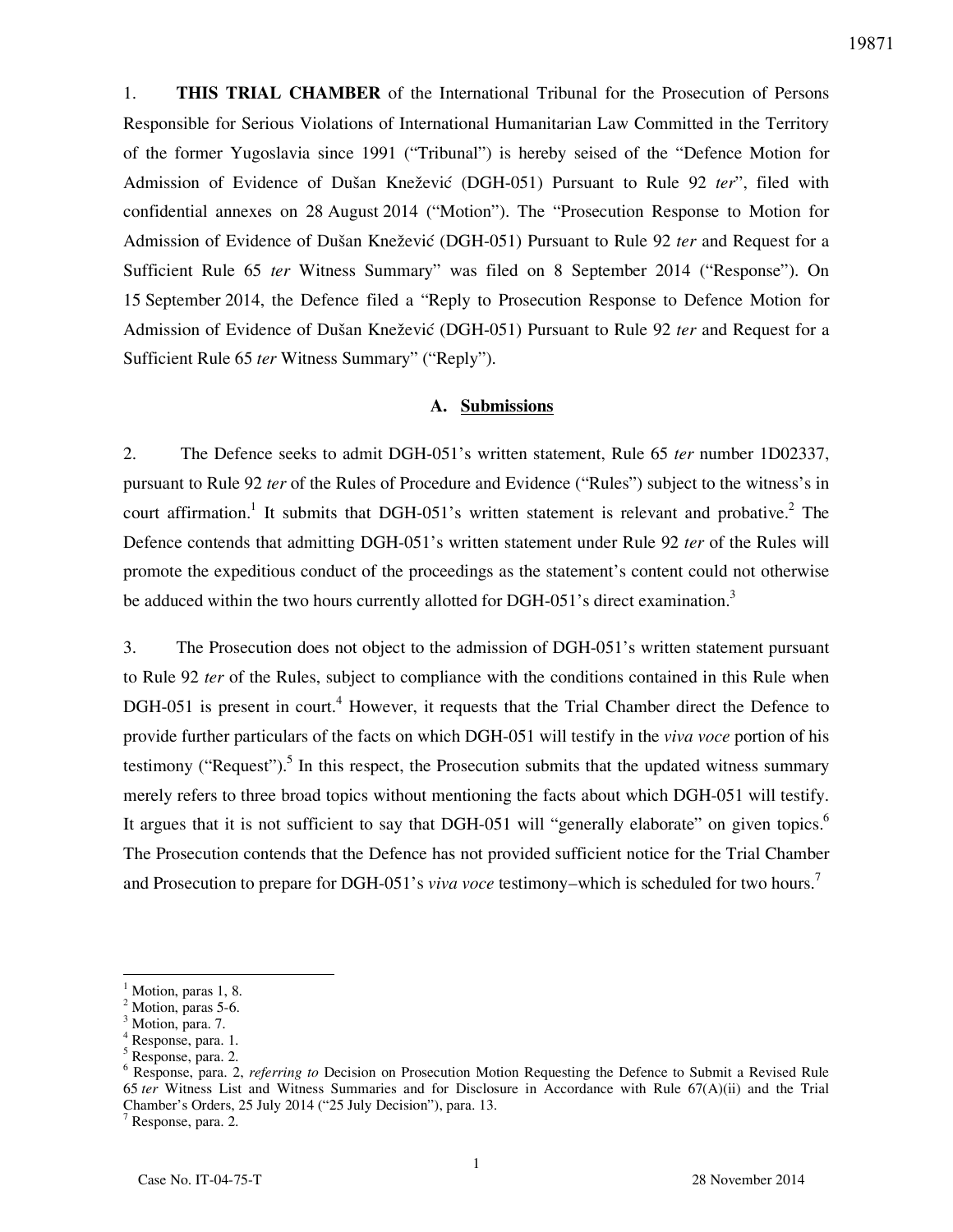1. **THIS TRIAL CHAMBER** of the International Tribunal for the Prosecution of Persons Responsible for Serious Violations of International Humanitarian Law Committed in the Territory of the former Yugoslavia since 1991 ("Tribunal") is hereby seised of the "Defence Motion for Admission of Evidence of Dušan Knežević (DGH-051) Pursuant to Rule 92 *ter*", filed with confidential annexes on 28 August 2014 ("Motion"). The "Prosecution Response to Motion for Admission of Evidence of Dušan Knežević (DGH-051) Pursuant to Rule 92 *ter* and Request for a Sufficient Rule 65 *ter* Witness Summary" was filed on 8 September 2014 ("Response"). On 15 September 2014, the Defence filed a "Reply to Prosecution Response to Defence Motion for Admission of Evidence of Dušan Knežević (DGH-051) Pursuant to Rule 92 *ter* and Request for a Sufficient Rule 65 *ter* Witness Summary" ("Reply").

## A. Submissions

2. The Defence seeks to admit DGH-051's written statement, Rule 65 *ter* number 1D02337, pursuant to Rule 92 *ter* of the Rules of Procedure and Evidence ("Rules") subject to the witness's in court affirmation.[1] It submits that DGH-051's written statement is relevant and probative.[2] The Defence contends that admitting DGH-051's written statement under Rule 92 *ter* of the Rules will promote the expeditious conduct of the proceedings as the statement's content could not otherwise be adduced within the two hours currently allotted for DGH-051's direct examination.[3]

3. The Prosecution does not object to the admission of DGH-051's written statement pursuant to Rule 92 *ter* of the Rules, subject to compliance with the conditions contained in this Rule when DGH-051 is present in court.[4] However, it requests that the Trial Chamber direct the Defence to provide further particulars of the facts on which DGH-051 will testify in the *viva voce* portion of his testimony ("Request").[5] In this respect, the Prosecution submits that the updated witness summary merely refers to three broad topics without mentioning the facts about which DGH-051 will testify. It argues that it is not sufficient to say that DGH-051 will "generally elaborate" on given topics.[6] The Prosecution contends that the Defence has not provided sufficient notice for the Trial Chamber and Prosecution to prepare for DGH-051's *viva voce* testimony–which is scheduled for two hours.[7]

---

[1] Motion, paras 1, 8.
[2] Motion, paras 5-6.
[3] Motion, para. 7.
[4] Response, para. 1.
[5] Response, para. 2.
[6] Response, para. 2, *referring to* Decision on Prosecution Motion Requesting the Defence to Submit a Revised Rule 65 *ter* Witness List and Witness Summaries and for Disclosure in Accordance with Rule 67(A)(ii) and the Trial Chamber's Orders, 25 July 2014 ("25 July Decision"), para. 13.
[7] Response, para. 2.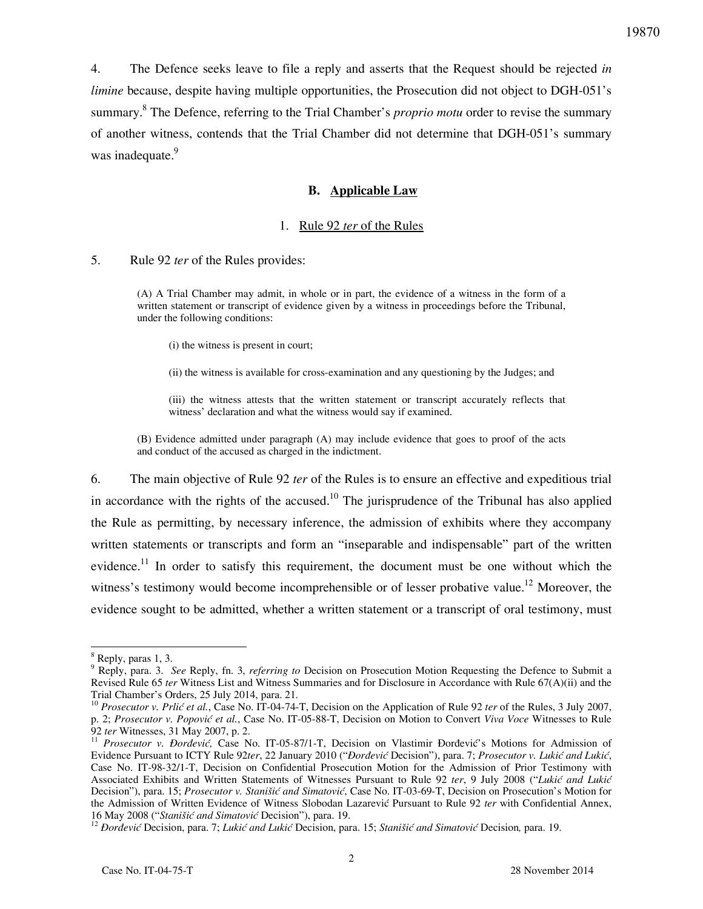4. The Defence seeks leave to file a reply and asserts that the Request should be rejected *in limine* because, despite having multiple opportunities, the Prosecution did not object to DGH-051's summary.[8] The Defence, referring to the Trial Chamber's *proprio motu* order to revise the summary of another witness, contends that the Trial Chamber did not determine that DGH-051's summary was inadequate.[9]

### B. Applicable Law

#### 1. Rule 92 *ter* of the Rules

5. Rule 92 *ter* of the Rules provides:

> (A) A Trial Chamber may admit, in whole or in part, the evidence of a witness in the form of a written statement or transcript of evidence given by a witness in proceedings before the Tribunal, under the following conditions:
>
> (i) the witness is present in court;
>
> (ii) the witness is available for cross-examination and any questioning by the Judges; and
>
> (iii) the witness attests that the written statement or transcript accurately reflects that witness' declaration and what the witness would say if examined.
>
> (B) Evidence admitted under paragraph (A) may include evidence that goes to proof of the acts and conduct of the accused as charged in the indictment.

6. The main objective of Rule 92 *ter* of the Rules is to ensure an effective and expeditious trial in accordance with the rights of the accused.[10] The jurisprudence of the Tribunal has also applied the Rule as permitting, by necessary inference, the admission of exhibits where they accompany written statements or transcripts and form an "inseparable and indispensable" part of the written evidence.[11] In order to satisfy this requirement, the document must be one without which the witness's testimony would become incomprehensible or of lesser probative value.[12] Moreover, the evidence sought to be admitted, whether a written statement or a transcript of oral testimony, must

---

[8] Reply, paras 1, 3.

[9] Reply, para. 3. *See* Reply, fn. 3, *referring to* Decision on Prosecution Motion Requesting the Defence to Submit a Revised Rule 65 *ter* Witness List and Witness Summaries and for Disclosure in Accordance with Rule 67(A)(ii) and the Trial Chamber's Orders, 25 July 2014, para. 21.

[10] *Prosecutor v. Prlić et al.*, Case No. IT-04-74-T, Decision on the Application of Rule 92 *ter* of the Rules, 3 July 2007, p. 2; *Prosecutor v. Popović et al.*, Case No. IT-05-88-T, Decision on Motion to Convert *Viva Voce* Witnesses to Rule 92 *ter* Witnesses, 31 May 2007, p. 2.

[11] *Prosecutor v. Đorđević,* Case No. IT-05-87/1-T, Decision on Vlastimir Đorđević's Motions for Admission of Evidence Pursuant to ICTY Rule 92*ter*, 22 January 2010 ("*Đorđević* Decision"), para. 7; *Prosecutor v. Lukić and Lukić*, Case No. IT-98-32/1-T, Decision on Confidential Prosecution Motion for the Admission of Prior Testimony with Associated Exhibits and Written Statements of Witnesses Pursuant to Rule 92 *ter*, 9 July 2008 ("*Lukić and Lukić* Decision"), para. 15; *Prosecutor v. Stanišić and Simatović*, Case No. IT-03-69-T, Decision on Prosecution's Motion for the Admission of Written Evidence of Witness Slobodan Lazarević Pursuant to Rule 92 *ter* with Confidential Annex, 16 May 2008 ("*Stanišić and Simatović* Decision"), para. 19.

[12] *Đorđević* Decision, para. 7; *Lukić and Lukić* Decision, para. 15; *Stanišić and Simatović* Decision*,* para. 19.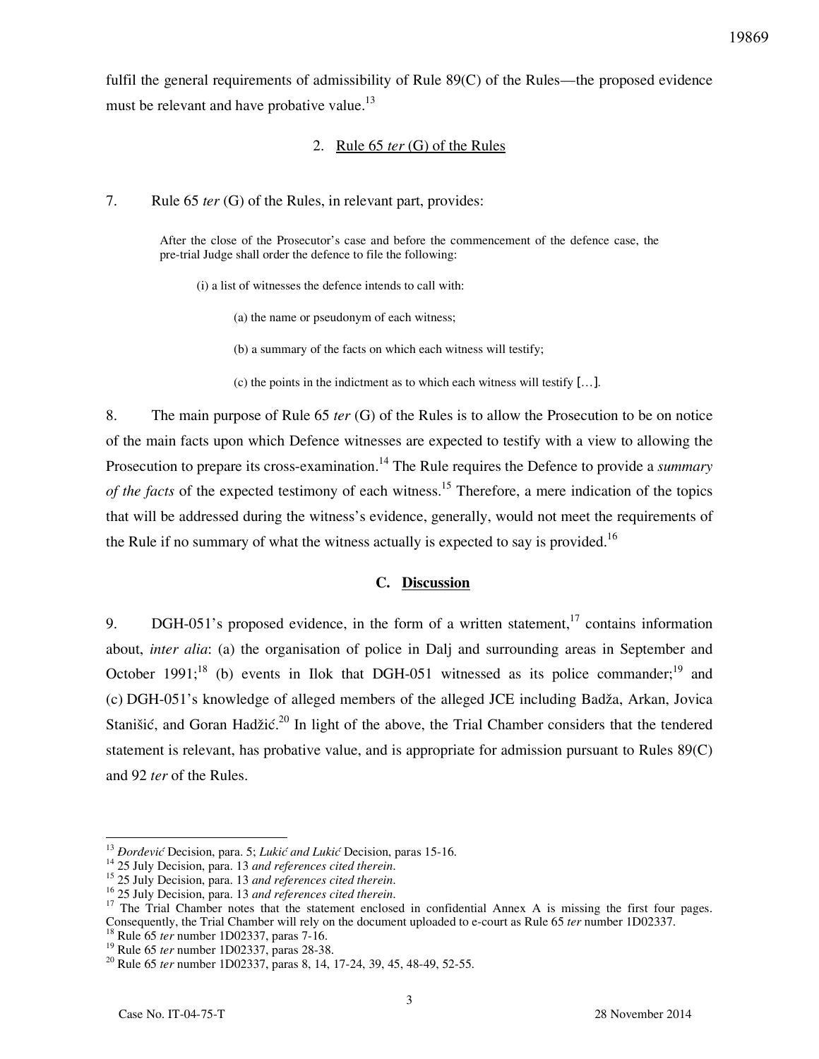fulfil the general requirements of admissibility of Rule 89(C) of the Rules—the proposed evidence must be relevant and have probative value.[13]

### 2. Rule 65 *ter* (G) of the Rules

7. Rule 65 *ter* (G) of the Rules, in relevant part, provides:

> After the close of the Prosecutor's case and before the commencement of the defence case, the pre-trial Judge shall order the defence to file the following:
>
> (i) a list of witnesses the defence intends to call with:
>
> (a) the name or pseudonym of each witness;
>
> (b) a summary of the facts on which each witness will testify;
>
> (c) the points in the indictment as to which each witness will testify […].

8. The main purpose of Rule 65 *ter* (G) of the Rules is to allow the Prosecution to be on notice of the main facts upon which Defence witnesses are expected to testify with a view to allowing the Prosecution to prepare its cross-examination.[14] The Rule requires the Defence to provide a *summary of the facts* of the expected testimony of each witness.[15] Therefore, a mere indication of the topics that will be addressed during the witness's evidence, generally, would not meet the requirements of the Rule if no summary of what the witness actually is expected to say is provided.[16]

## C. Discussion

9. DGH-051's proposed evidence, in the form of a written statement,[17] contains information about, *inter alia*: (a) the organisation of police in Dalj and surrounding areas in September and October 1991;[18] (b) events in Ilok that DGH-051 witnessed as its police commander;[19] and (c) DGH-051's knowledge of alleged members of the alleged JCE including Badža, Arkan, Jovica Stanišić, and Goran Hadžić.[20] In light of the above, the Trial Chamber considers that the tendered statement is relevant, has probative value, and is appropriate for admission pursuant to Rules 89(C) and 92 *ter* of the Rules.

---

[13] *Đorđević* Decision, para. 5; *Lukić and Lukić* Decision, paras 15-16.

[14] 25 July Decision, para. 13 *and references cited therein*.

[15] 25 July Decision, para. 13 *and references cited therein*.

[16] 25 July Decision, para. 13 *and references cited therein*.

[17] The Trial Chamber notes that the statement enclosed in confidential Annex A is missing the first four pages. Consequently, the Trial Chamber will rely on the document uploaded to e-court as Rule 65 *ter* number 1D02337.

[18] Rule 65 *ter* number 1D02337, paras 7-16.

[19] Rule 65 *ter* number 1D02337, paras 28-38.

[20] Rule 65 *ter* number 1D02337, paras 8, 14, 17-24, 39, 45, 48-49, 52-55.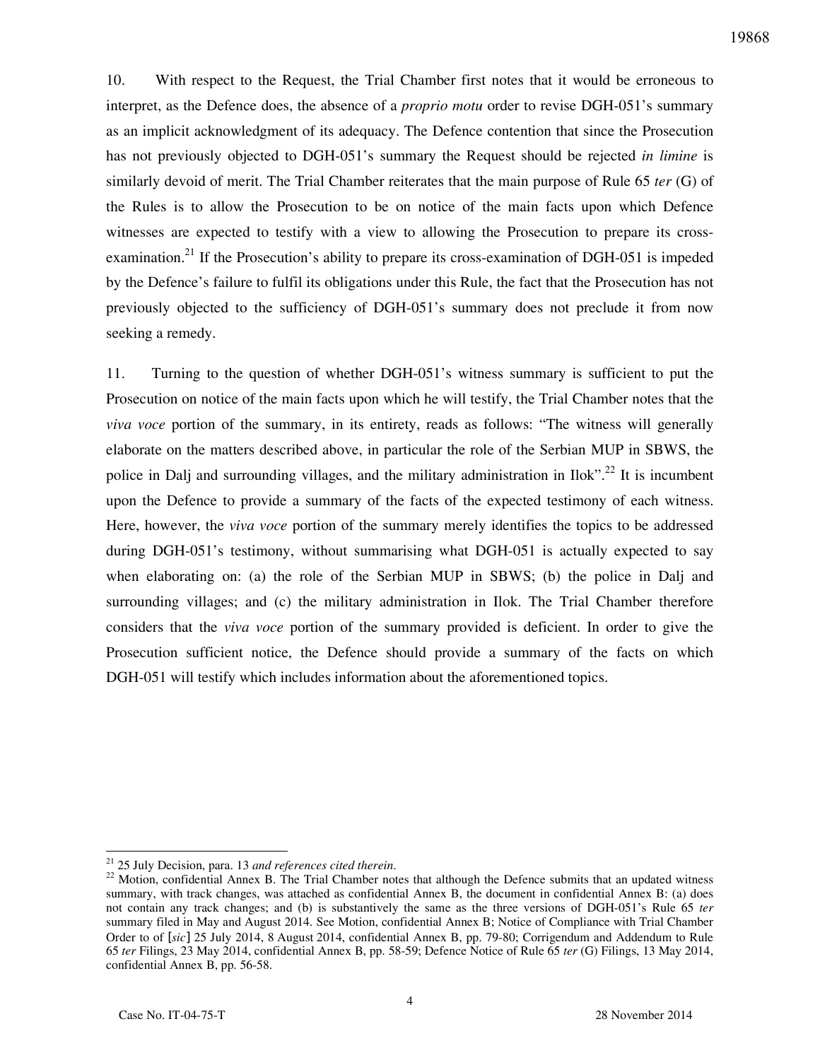10. With respect to the Request, the Trial Chamber first notes that it would be erroneous to interpret, as the Defence does, the absence of a *proprio motu* order to revise DGH-051's summary as an implicit acknowledgment of its adequacy. The Defence contention that since the Prosecution has not previously objected to DGH-051's summary the Request should be rejected *in limine* is similarly devoid of merit. The Trial Chamber reiterates that the main purpose of Rule 65 *ter* (G) of the Rules is to allow the Prosecution to be on notice of the main facts upon which Defence witnesses are expected to testify with a view to allowing the Prosecution to prepare its cross-examination.[21] If the Prosecution's ability to prepare its cross-examination of DGH-051 is impeded by the Defence's failure to fulfil its obligations under this Rule, the fact that the Prosecution has not previously objected to the sufficiency of DGH-051's summary does not preclude it from now seeking a remedy.

11. Turning to the question of whether DGH-051's witness summary is sufficient to put the Prosecution on notice of the main facts upon which he will testify, the Trial Chamber notes that the *viva voce* portion of the summary, in its entirety, reads as follows: "The witness will generally elaborate on the matters described above, in particular the role of the Serbian MUP in SBWS, the police in Dalj and surrounding villages, and the military administration in Ilok".[22] It is incumbent upon the Defence to provide a summary of the facts of the expected testimony of each witness. Here, however, the *viva voce* portion of the summary merely identifies the topics to be addressed during DGH-051's testimony, without summarising what DGH-051 is actually expected to say when elaborating on: (a) the role of the Serbian MUP in SBWS; (b) the police in Dalj and surrounding villages; and (c) the military administration in Ilok. The Trial Chamber therefore considers that the *viva voce* portion of the summary provided is deficient. In order to give the Prosecution sufficient notice, the Defence should provide a summary of the facts on which DGH-051 will testify which includes information about the aforementioned topics.

---

[21] 25 July Decision, para. 13 *and references cited therein*.

[22] Motion, confidential Annex B. The Trial Chamber notes that although the Defence submits that an updated witness summary, with track changes, was attached as confidential Annex B, the document in confidential Annex B: (a) does not contain any track changes; and (b) is substantively the same as the three versions of DGH-051's Rule 65 *ter* summary filed in May and August 2014. See Motion, confidential Annex B; Notice of Compliance with Trial Chamber Order to of [*sic*] 25 July 2014, 8 August 2014, confidential Annex B, pp. 79-80; Corrigendum and Addendum to Rule 65 *ter* Filings, 23 May 2014, confidential Annex B, pp. 58-59; Defence Notice of Rule 65 *ter* (G) Filings, 13 May 2014, confidential Annex B, pp. 56-58.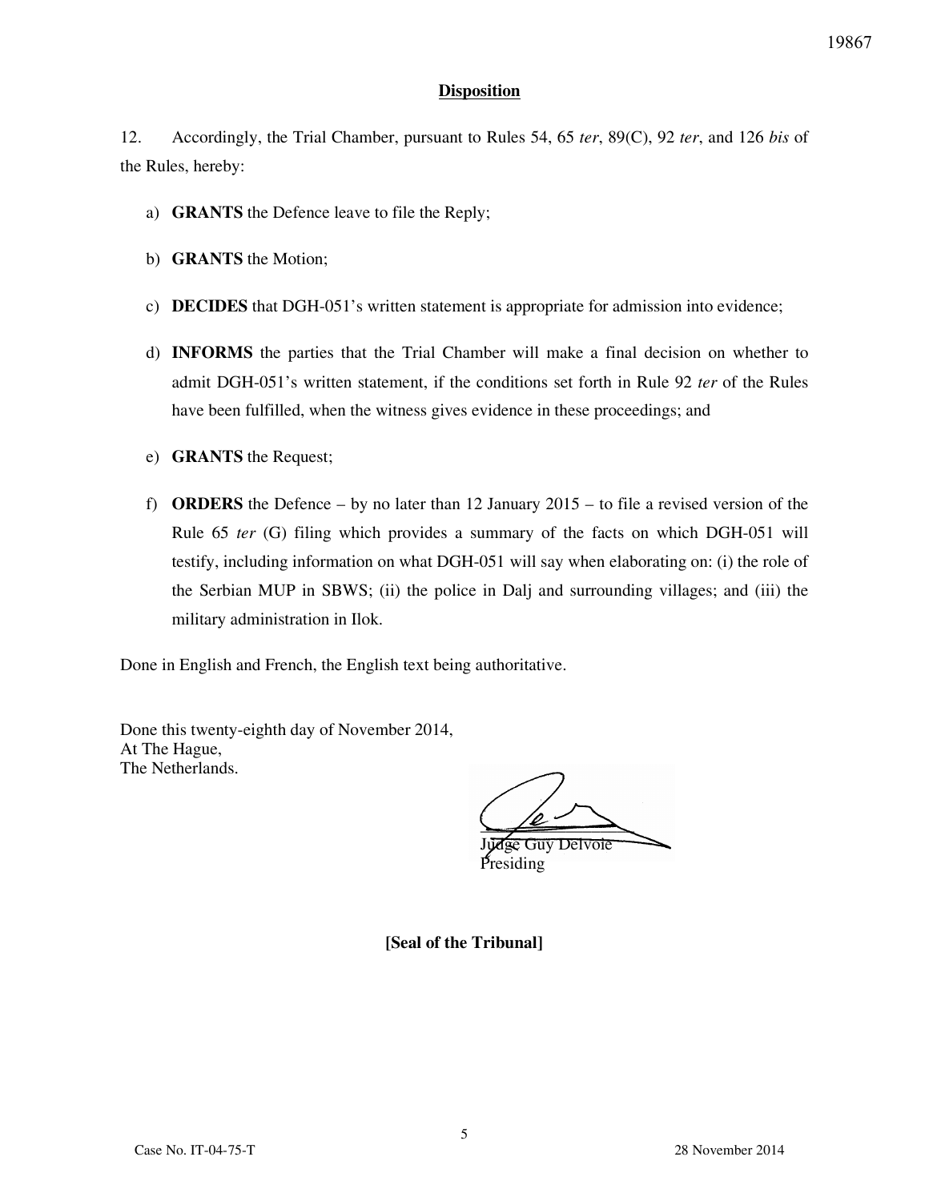## Disposition

12. Accordingly, the Trial Chamber, pursuant to Rules 54, 65 *ter*, 89(C), 92 *ter*, and 126 *bis* of the Rules, hereby:

a) **GRANTS** the Defence leave to file the Reply;

b) **GRANTS** the Motion;

c) **DECIDES** that DGH-051's written statement is appropriate for admission into evidence;

d) **INFORMS** the parties that the Trial Chamber will make a final decision on whether to admit DGH-051's written statement, if the conditions set forth in Rule 92 *ter* of the Rules have been fulfilled, when the witness gives evidence in these proceedings; and

e) **GRANTS** the Request;

f) **ORDERS** the Defence – by no later than 12 January 2015 – to file a revised version of the Rule 65 *ter* (G) filing which provides a summary of the facts on which DGH-051 will testify, including information on what DGH-051 will say when elaborating on: (i) the role of the Serbian MUP in SBWS; (ii) the police in Dalj and surrounding villages; and (iii) the military administration in Ilok.

Done in English and French, the English text being authoritative.

Done this twenty-eighth day of November 2014,
At The Hague,
The Netherlands.

Judge Guy Delvoie
Presiding

**[Seal of the Tribunal]**